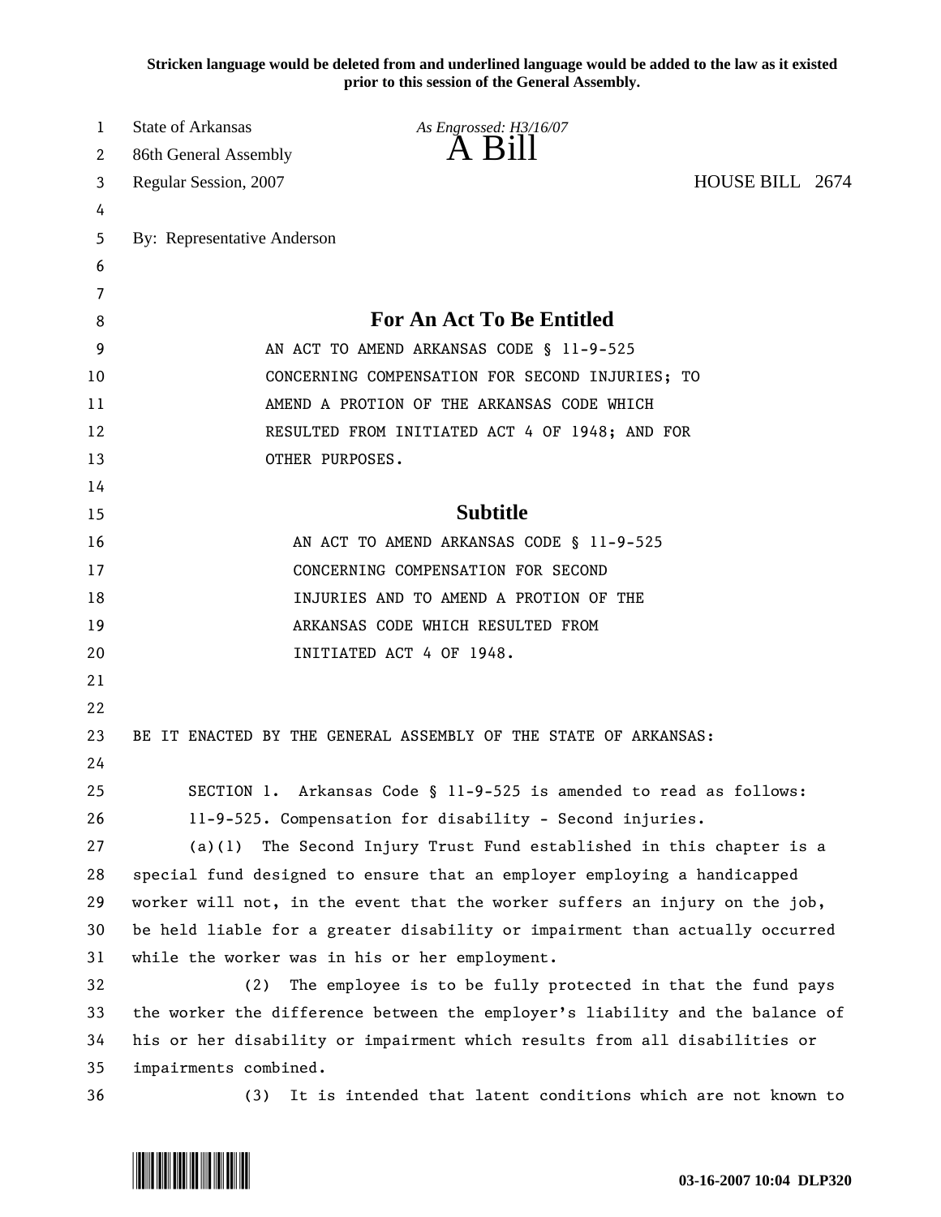**Stricken language would be deleted from and underlined language would be added to the law as it existed prior to this session of the General Assembly.**

State of Arkansas *As Engrossed: H3/16/07*
86th General Assembly **A Bill**
Regular Session, 2007 HOUSE BILL 2674

By: Representative Anderson

## For An Act To Be Entitled

AN ACT TO AMEND ARKANSAS CODE § 11-9-525 CONCERNING COMPENSATION FOR SECOND INJURIES; TO AMEND A PROTION OF THE ARKANSAS CODE WHICH RESULTED FROM INITIATED ACT 4 OF 1948; AND FOR OTHER PURPOSES.

## Subtitle

AN ACT TO AMEND ARKANSAS CODE § 11-9-525 CONCERNING COMPENSATION FOR SECOND INJURIES AND TO AMEND A PROTION OF THE ARKANSAS CODE WHICH RESULTED FROM INITIATED ACT 4 OF 1948.

BE IT ENACTED BY THE GENERAL ASSEMBLY OF THE STATE OF ARKANSAS:

SECTION 1. Arkansas Code § 11-9-525 is amended to read as follows:

11-9-525. Compensation for disability - Second injuries.

(a)(1) The Second Injury Trust Fund established in this chapter is a special fund designed to ensure that an employer employing a handicapped worker will not, in the event that the worker suffers an injury on the job, be held liable for a greater disability or impairment than actually occurred while the worker was in his or her employment.

(2) The employee is to be fully protected in that the fund pays the worker the difference between the employer's liability and the balance of his or her disability or impairment which results from all disabilities or impairments combined.

(3) It is intended that latent conditions which are not known to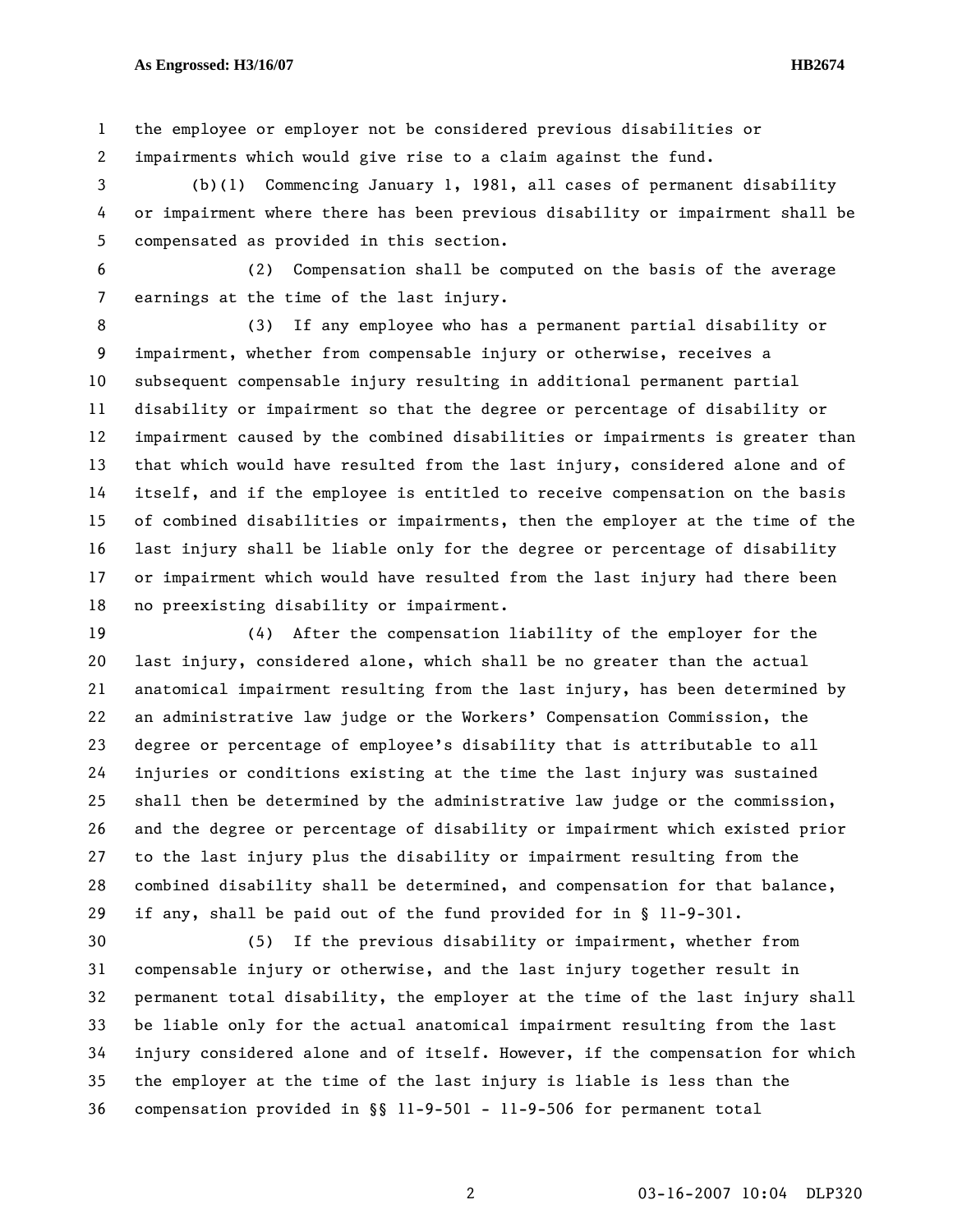the employee or employer not be considered previous disabilities or impairments which would give rise to a claim against the fund.

(b)(1) Commencing January 1, 1981, all cases of permanent disability or impairment where there has been previous disability or impairment shall be compensated as provided in this section.

(2) Compensation shall be computed on the basis of the average earnings at the time of the last injury.

(3) If any employee who has a permanent partial disability or impairment, whether from compensable injury or otherwise, receives a subsequent compensable injury resulting in additional permanent partial disability or impairment so that the degree or percentage of disability or impairment caused by the combined disabilities or impairments is greater than that which would have resulted from the last injury, considered alone and of itself, and if the employee is entitled to receive compensation on the basis of combined disabilities or impairments, then the employer at the time of the last injury shall be liable only for the degree or percentage of disability or impairment which would have resulted from the last injury had there been no preexisting disability or impairment.

(4) After the compensation liability of the employer for the last injury, considered alone, which shall be no greater than the actual anatomical impairment resulting from the last injury, has been determined by an administrative law judge or the Workers' Compensation Commission, the degree or percentage of employee's disability that is attributable to all injuries or conditions existing at the time the last injury was sustained shall then be determined by the administrative law judge or the commission, and the degree or percentage of disability or impairment which existed prior to the last injury plus the disability or impairment resulting from the combined disability shall be determined, and compensation for that balance, if any, shall be paid out of the fund provided for in § 11-9-301.

(5) If the previous disability or impairment, whether from compensable injury or otherwise, and the last injury together result in permanent total disability, the employer at the time of the last injury shall be liable only for the actual anatomical impairment resulting from the last injury considered alone and of itself. However, if the compensation for which the employer at the time of the last injury is liable is less than the compensation provided in §§ 11-9-501 - 11-9-506 for permanent total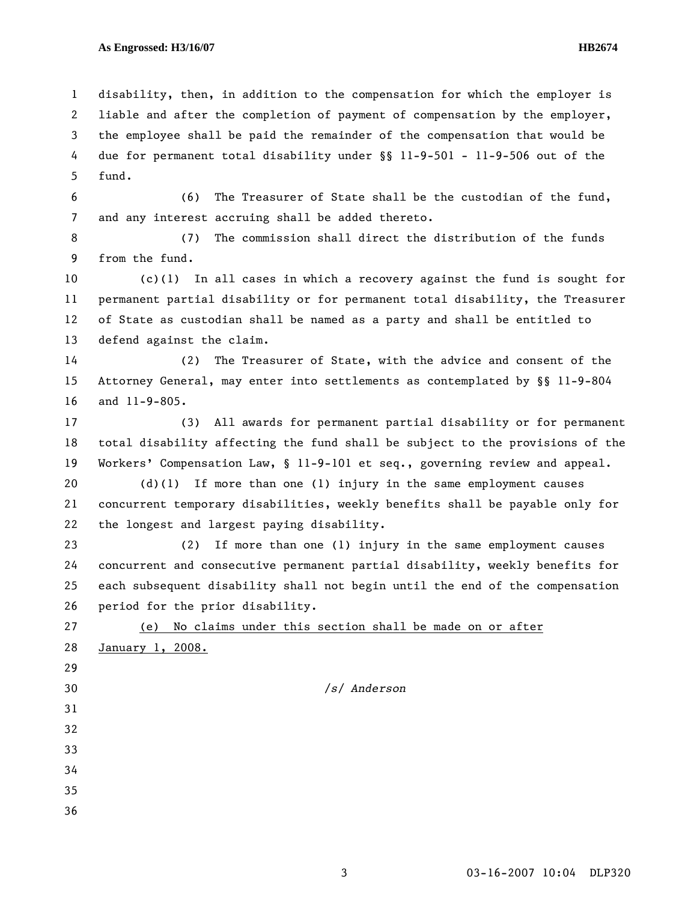disability, then, in addition to the compensation for which the employer is liable and after the completion of payment of compensation by the employer, the employee shall be paid the remainder of the compensation that would be due for permanent total disability under §§ 11-9-501 - 11-9-506 out of the fund.

(6) The Treasurer of State shall be the custodian of the fund, and any interest accruing shall be added thereto.

(7) The commission shall direct the distribution of the funds from the fund.

(c)(1) In all cases in which a recovery against the fund is sought for permanent partial disability or for permanent total disability, the Treasurer of State as custodian shall be named as a party and shall be entitled to defend against the claim.

(2) The Treasurer of State, with the advice and consent of the Attorney General, may enter into settlements as contemplated by §§ 11-9-804 and 11-9-805.

(3) All awards for permanent partial disability or for permanent total disability affecting the fund shall be subject to the provisions of the Workers' Compensation Law, § 11-9-101 et seq., governing review and appeal.

(d)(1) If more than one (1) injury in the same employment causes concurrent temporary disabilities, weekly benefits shall be payable only for the longest and largest paying disability.

(2) If more than one (1) injury in the same employment causes concurrent and consecutive permanent partial disability, weekly benefits for each subsequent disability shall not begin until the end of the compensation period for the prior disability.

<u>(e) No claims under this section shall be made on or after January 1, 2008.</u>

*/s/ Anderson*